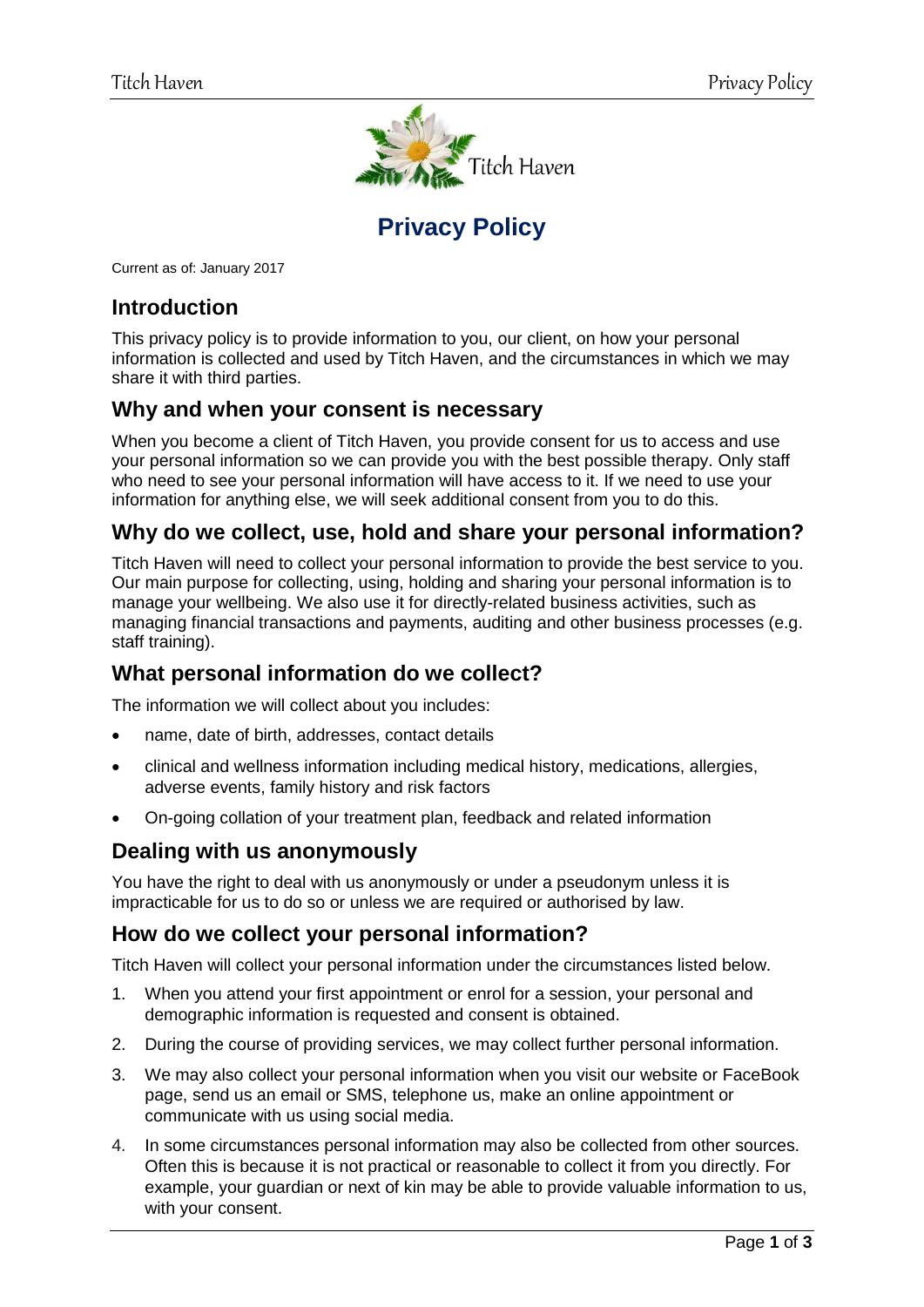# Privacy Policy

Current as of: January 2017

## Introduction

This privacy policy is to provide information to you, our client, on how your personal information is collected and used by Titch Haven, and the circumstances in which we may share it with third parties.

## Why and when your consent is necessary

When you become a client of Titch Haven, you provide consent for us to access and use your personal information so we can provide you with the best possible therapy. Only staff who need to see your personal information will have access to it. If we need to use your information for anything else, we will seek additional consent from you to do this.

## Why do we collect, use, hold and share your personal information?

Titch Haven will need to collect your personal information to provide the best service to you. Our main purpose for collecting, using, holding and sharing your personal information is to manage your wellbeing. We also use it for directly-related business activities, such as managing financial transactions and payments, auditing and other business processes (e.g. staff training).

## What personal information do we collect?

The information we will collect about you includes:

- name, date of birth, addresses, contact details
- clinical and wellness information including medical history, medications, allergies, adverse events, family history and risk factors
- On-going collation of your treatment plan, feedback and related information

## Dealing with us anonymously

You have the right to deal with us anonymously or under a pseudonym unless it is impracticable for us to do so or unless we are required or authorised by law.

## How do we collect your personal information?

Titch Haven will collect your personal information under the circumstances listed below.

1. When you attend your first appointment or enrol for a session, your personal and demographic information is requested and consent is obtained.
2. During the course of providing services, we may collect further personal information.
3. We may also collect your personal information when you visit our website or FaceBook page, send us an email or SMS, telephone us, make an online appointment or communicate with us using social media.
4. In some circumstances personal information may also be collected from other sources. Often this is because it is not practical or reasonable to collect it from you directly. For example, your guardian or next of kin may be able to provide valuable information to us, with your consent.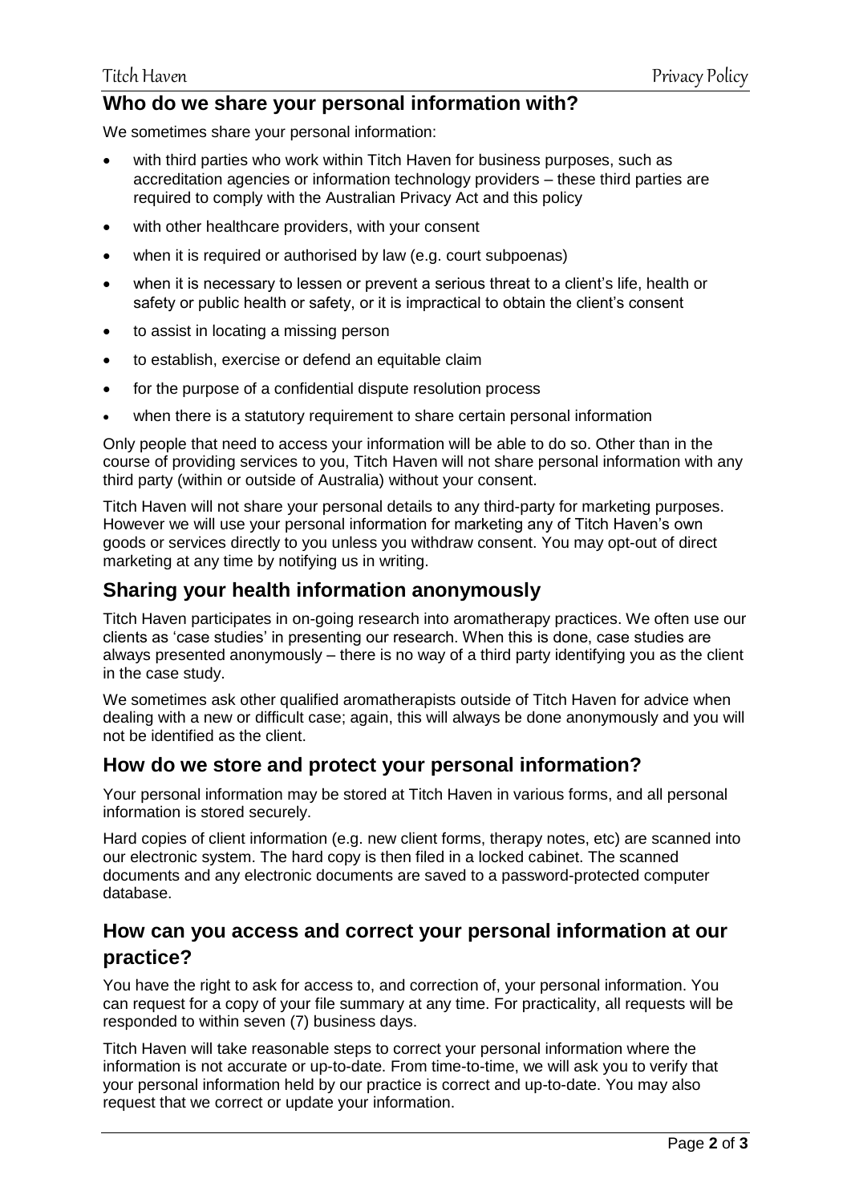## Who do we share your personal information with?

We sometimes share your personal information:

- with third parties who work within Titch Haven for business purposes, such as accreditation agencies or information technology providers – these third parties are required to comply with the Australian Privacy Act and this policy
- with other healthcare providers, with your consent
- when it is required or authorised by law (e.g. court subpoenas)
- when it is necessary to lessen or prevent a serious threat to a client's life, health or safety or public health or safety, or it is impractical to obtain the client's consent
- to assist in locating a missing person
- to establish, exercise or defend an equitable claim
- for the purpose of a confidential dispute resolution process
- when there is a statutory requirement to share certain personal information

Only people that need to access your information will be able to do so. Other than in the course of providing services to you, Titch Haven will not share personal information with any third party (within or outside of Australia) without your consent.

Titch Haven will not share your personal details to any third-party for marketing purposes. However we will use your personal information for marketing any of Titch Haven's own goods or services directly to you unless you withdraw consent. You may opt-out of direct marketing at any time by notifying us in writing.

## Sharing your health information anonymously

Titch Haven participates in on-going research into aromatherapy practices. We often use our clients as 'case studies' in presenting our research. When this is done, case studies are always presented anonymously – there is no way of a third party identifying you as the client in the case study.

We sometimes ask other qualified aromatherapists outside of Titch Haven for advice when dealing with a new or difficult case; again, this will always be done anonymously and you will not be identified as the client.

## How do we store and protect your personal information?

Your personal information may be stored at Titch Haven in various forms, and all personal information is stored securely.

Hard copies of client information (e.g. new client forms, therapy notes, etc) are scanned into our electronic system. The hard copy is then filed in a locked cabinet. The scanned documents and any electronic documents are saved to a password-protected computer database.

## How can you access and correct your personal information at our practice?

You have the right to ask for access to, and correction of, your personal information. You can request for a copy of your file summary at any time. For practicality, all requests will be responded to within seven (7) business days.

Titch Haven will take reasonable steps to correct your personal information where the information is not accurate or up-to-date. From time-to-time, we will ask you to verify that your personal information held by our practice is correct and up-to-date. You may also request that we correct or update your information.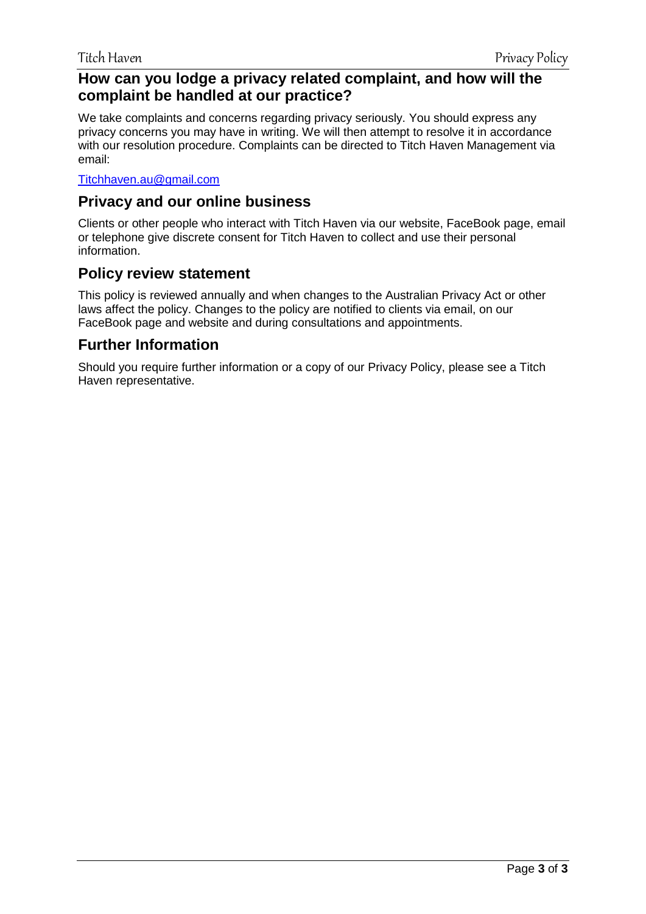## How can you lodge a privacy related complaint, and how will the complaint be handled at our practice?

We take complaints and concerns regarding privacy seriously. You should express any privacy concerns you may have in writing. We will then attempt to resolve it in accordance with our resolution procedure. Complaints can be directed to Titch Haven Management via email:

Titchhaven.au@gmail.com

## Privacy and our online business

Clients or other people who interact with Titch Haven via our website, FaceBook page, email or telephone give discrete consent for Titch Haven to collect and use their personal information.

## Policy review statement

This policy is reviewed annually and when changes to the Australian Privacy Act or other laws affect the policy. Changes to the policy are notified to clients via email, on our FaceBook page and website and during consultations and appointments.

## Further Information

Should you require further information or a copy of our Privacy Policy, please see a Titch Haven representative.